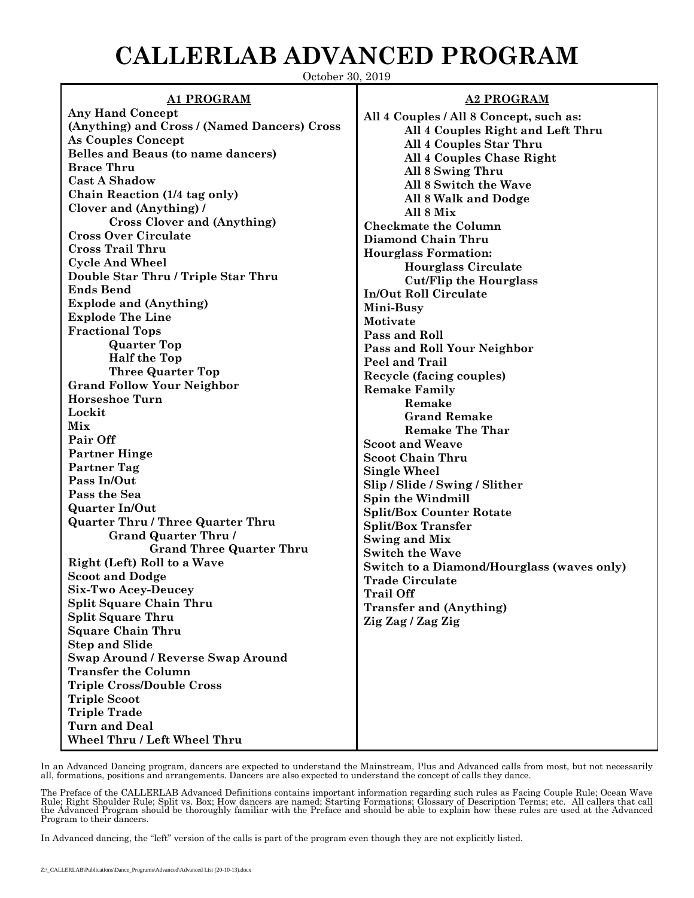# CALLERLAB ADVANCED PROGRAM

October 30, 2019

## A1 PROGRAM

- **Any Hand Concept**
- **(Anything) and Cross / (Named Dancers) Cross**
- **As Couples Concept**
- **Belles and Beaus (to name dancers)**
- **Brace Thru**
- **Cast A Shadow**
- **Chain Reaction (1/4 tag only)**
- **Clover and (Anything) /**
  - **Cross Clover and (Anything)**
- **Cross Over Circulate**
- **Cross Trail Thru**
- **Cycle And Wheel**
- **Double Star Thru / Triple Star Thru**
- **Ends Bend**
- **Explode and (Anything)**
- **Explode The Line**
- **Fractional Tops**
  - **Quarter Top**
  - **Half the Top**
  - **Three Quarter Top**
- **Grand Follow Your Neighbor**
- **Horseshoe Turn**
- **Lockit**
- **Mix**
- **Pair Off**
- **Partner Hinge**
- **Partner Tag**
- **Pass In/Out**
- **Pass the Sea**
- **Quarter In/Out**
- **Quarter Thru / Three Quarter Thru**
  - **Grand Quarter Thru /**
    - **Grand Three Quarter Thru**
- **Right (Left) Roll to a Wave**
- **Scoot and Dodge**
- **Six-Two Acey-Deucey**
- **Split Square Chain Thru**
- **Split Square Thru**
- **Square Chain Thru**
- **Step and Slide**
- **Swap Around / Reverse Swap Around**
- **Transfer the Column**
- **Triple Cross/Double Cross**
- **Triple Scoot**
- **Triple Trade**
- **Turn and Deal**
- **Wheel Thru / Left Wheel Thru**

## A2 PROGRAM

- **All 4 Couples / All 8 Concept, such as:**
  - **All 4 Couples Right and Left Thru**
  - **All 4 Couples Star Thru**
  - **All 4 Couples Chase Right**
  - **All 8 Swing Thru**
  - **All 8 Switch the Wave**
  - **All 8 Walk and Dodge**
  - **All 8 Mix**
- **Checkmate the Column**
- **Diamond Chain Thru**
- **Hourglass Formation:**
  - **Hourglass Circulate**
  - **Cut/Flip the Hourglass**
- **In/Out Roll Circulate**
- **Mini-Busy**
- **Motivate**
- **Pass and Roll**
- **Pass and Roll Your Neighbor**
- **Peel and Trail**
- **Recycle (facing couples)**
- **Remake Family**
  - **Remake**
  - **Grand Remake**
  - **Remake The Thar**
- **Scoot and Weave**
- **Scoot Chain Thru**
- **Single Wheel**
- **Slip / Slide / Swing / Slither**
- **Spin the Windmill**
- **Split/Box Counter Rotate**
- **Split/Box Transfer**
- **Swing and Mix**
- **Switch the Wave**
- **Switch to a Diamond/Hourglass (waves only)**
- **Trade Circulate**
- **Trail Off**
- **Transfer and (Anything)**
- **Zig Zag / Zag Zig**

In an Advanced Dancing program, dancers are expected to understand the Mainstream, Plus and Advanced calls from most, but not necessarily all, formations, positions and arrangements. Dancers are also expected to understand the concept of calls they dance.

The Preface of the CALLERLAB Advanced Definitions contains important information regarding such rules as Facing Couple Rule; Ocean Wave Rule; Right Shoulder Rule; Split vs. Box; How dancers are named; Starting Formations; Glossary of Description Terms; etc. All callers that call the Advanced Program should be thoroughly familiar with the Preface and should be able to explain how these rules are used at the Advanced Program to their dancers.

In Advanced dancing, the "left" version of the calls is part of the program even though they are not explicitly listed.

Z:\_CALLERLAB\Publications\Dance_Programs\Advanced\Advanced List (20-10-13).docx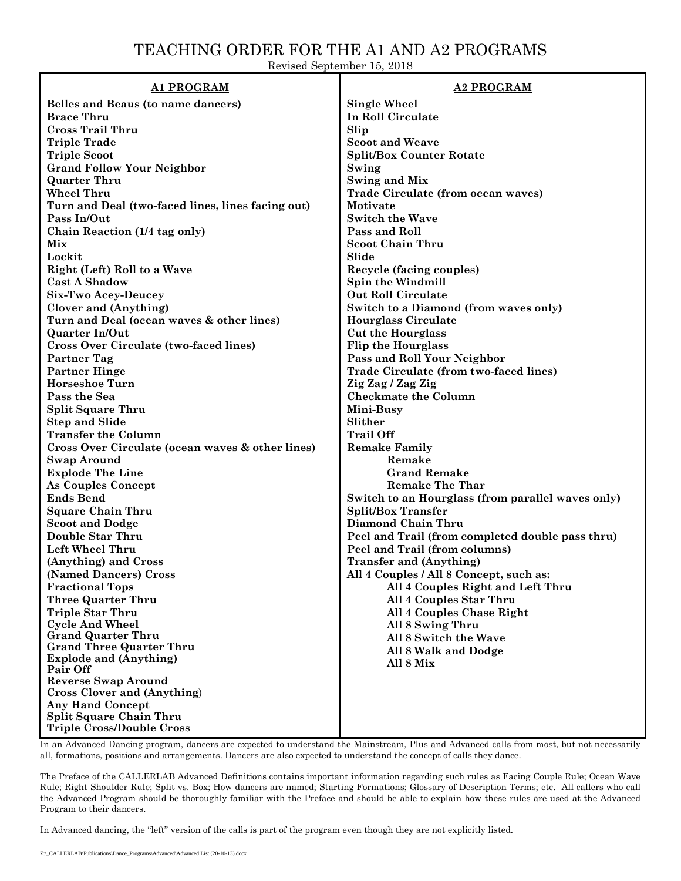# TEACHING ORDER FOR THE A1 AND A2 PROGRAMS

Revised September 15, 2018

## A1 PROGRAM

**Belles and Beaus (to name dancers)**
**Brace Thru**
**Cross Trail Thru**
**Triple Trade**
**Triple Scoot**
**Grand Follow Your Neighbor**
**Quarter Thru**
**Wheel Thru**
**Turn and Deal (two-faced lines, lines facing out)**
**Pass In/Out**
**Chain Reaction (1/4 tag only)**
**Mix**
**Lockit**
**Right (Left) Roll to a Wave**
**Cast A Shadow**
**Six-Two Acey-Deucey**
**Clover and (Anything)**
**Turn and Deal (ocean waves & other lines)**
**Quarter In/Out**
**Cross Over Circulate (two-faced lines)**
**Partner Tag**
**Partner Hinge**
**Horseshoe Turn**
**Pass the Sea**
**Split Square Thru**
**Step and Slide**
**Transfer the Column**
**Cross Over Circulate (ocean waves & other lines)**
**Swap Around**
**Explode The Line**
**As Couples Concept**
**Ends Bend**
**Square Chain Thru**
**Scoot and Dodge**
**Double Star Thru**
**Left Wheel Thru**
**(Anything) and Cross**
**(Named Dancers) Cross**
**Fractional Tops**
**Three Quarter Thru**
**Triple Star Thru**
**Cycle And Wheel**
**Grand Quarter Thru**
**Grand Three Quarter Thru**
**Explode and (Anything)**
**Pair Off**
**Reverse Swap Around**
**Cross Clover and (Anything)**
**Any Hand Concept**
**Split Square Chain Thru**
**Triple Cross/Double Cross**

## A2 PROGRAM

**Single Wheel**
**In Roll Circulate**
**Slip**
**Scoot and Weave**
**Split/Box Counter Rotate**
**Swing**
**Swing and Mix**
**Trade Circulate (from ocean waves)**
**Motivate**
**Switch the Wave**
**Pass and Roll**
**Scoot Chain Thru**
**Slide**
**Recycle (facing couples)**
**Spin the Windmill**
**Out Roll Circulate**
**Switch to a Diamond (from waves only)**
**Hourglass Circulate**
**Cut the Hourglass**
**Flip the Hourglass**
**Pass and Roll Your Neighbor**
**Trade Circulate (from two-faced lines)**
**Zig Zag / Zag Zig**
**Checkmate the Column**
**Mini-Busy**
**Slither**
**Trail Off**
**Remake Family**
- **Remake**
- **Grand Remake**
- **Remake The Thar**

**Switch to an Hourglass (from parallel waves only)**
**Split/Box Transfer**
**Diamond Chain Thru**
**Peel and Trail (from completed double pass thru)**
**Peel and Trail (from columns)**
**Transfer and (Anything)**
**All 4 Couples / All 8 Concept, such as:**
- **All 4 Couples Right and Left Thru**
- **All 4 Couples Star Thru**
- **All 4 Couples Chase Right**
- **All 8 Swing Thru**
- **All 8 Switch the Wave**
- **All 8 Walk and Dodge**
- **All 8 Mix**

In an Advanced Dancing program, dancers are expected to understand the Mainstream, Plus and Advanced calls from most, but not necessarily all, formations, positions and arrangements. Dancers are also expected to understand the concept of calls they dance.

The Preface of the CALLERLAB Advanced Definitions contains important information regarding such rules as Facing Couple Rule; Ocean Wave Rule; Right Shoulder Rule; Split vs. Box; How dancers are named; Starting Formations; Glossary of Description Terms; etc. All callers who call the Advanced Program should be thoroughly familiar with the Preface and should be able to explain how these rules are used at the Advanced Program to their dancers.

In Advanced dancing, the "left" version of the calls is part of the program even though they are not explicitly listed.